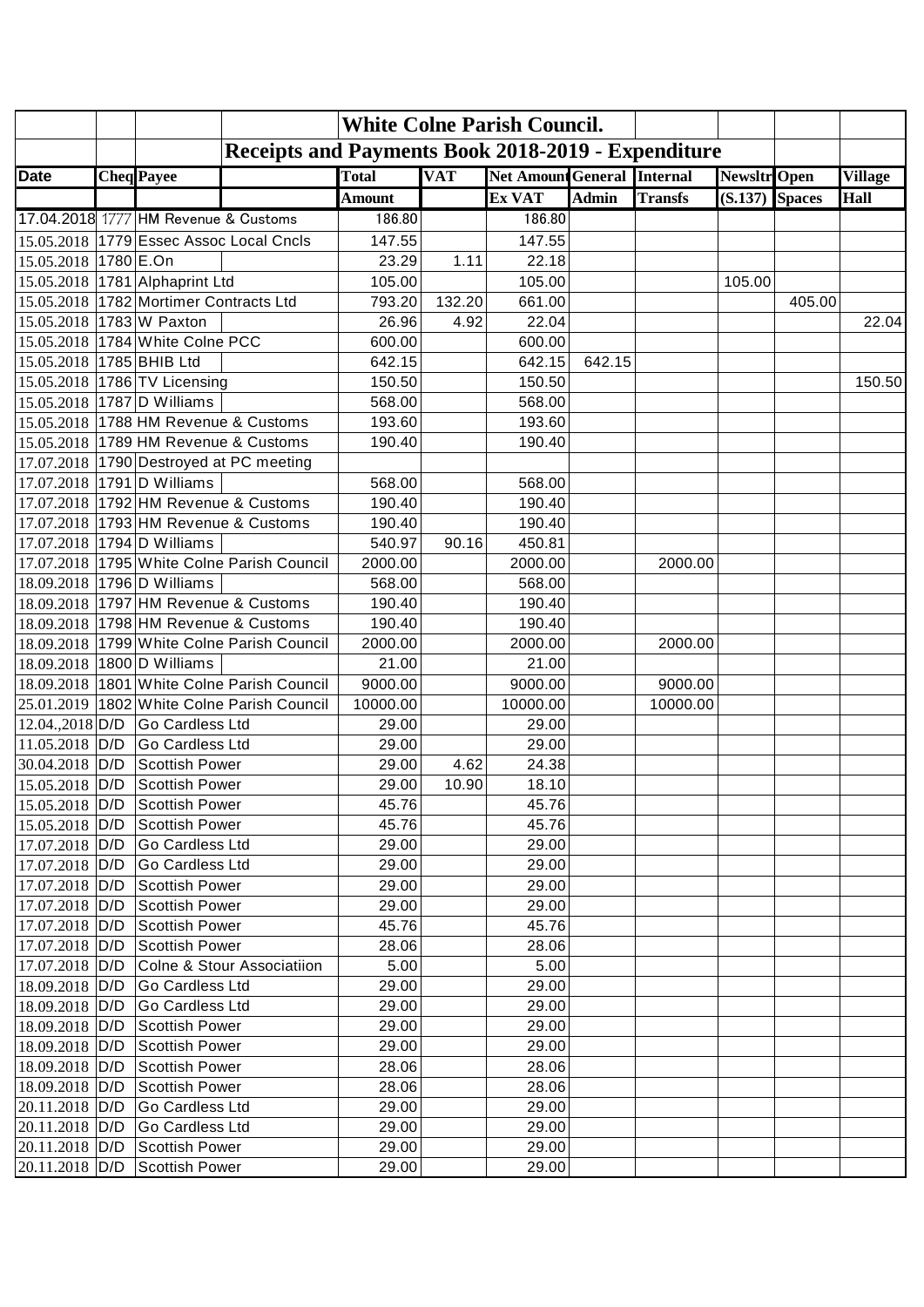# White Colne Parish Council.

## Receipts and Payments Book 2018-2019 - Expenditure

| Date | Cheq | Payee | Total Amount | VAT | Net Amount Ex VAT | General Admin | Internal Transfs | Newsltr (S.137) | Open Spaces | Village Hall |
|---|---|---|---|---|---|---|---|---|---|---|
| 17.04.2018 | 1777 | HM Revenue & Customs | 186.80 | | 186.80 | | | | | |
| 15.05.2018 | 1779 | Essec Assoc Local Cncls | 147.55 | | 147.55 | | | | | |
| 15.05.2018 | 1780 | E.On | 23.29 | 1.11 | 22.18 | | | | | |
| 15.05.2018 | 1781 | Alphaprint Ltd | 105.00 | | 105.00 | | | 105.00 | | |
| 15.05.2018 | 1782 | Mortimer Contracts Ltd | 793.20 | 132.20 | 661.00 | | | | 405.00 | |
| 15.05.2018 | 1783 | W Paxton | 26.96 | 4.92 | 22.04 | | | | | 22.04 |
| 15.05.2018 | 1784 | White Colne PCC | 600.00 | | 600.00 | | | | | |
| 15.05.2018 | 1785 | BHIB Ltd | 642.15 | | 642.15 | 642.15 | | | | |
| 15.05.2018 | 1786 | TV Licensing | 150.50 | | 150.50 | | | | | 150.50 |
| 15.05.2018 | 1787 | D Williams | 568.00 | | 568.00 | | | | | |
| 15.05.2018 | 1788 | HM Revenue & Customs | 193.60 | | 193.60 | | | | | |
| 15.05.2018 | 1789 | HM Revenue & Customs | 190.40 | | 190.40 | | | | | |
| 17.07.2018 | 1790 | Destroyed at PC meeting | | | | | | | | |
| 17.07.2018 | 1791 | D Williams | 568.00 | | 568.00 | | | | | |
| 17.07.2018 | 1792 | HM Revenue & Customs | 190.40 | | 190.40 | | | | | |
| 17.07.2018 | 1793 | HM Revenue & Customs | 190.40 | | 190.40 | | | | | |
| 17.07.2018 | 1794 | D Williams | 540.97 | 90.16 | 450.81 | | | | | |
| 17.07.2018 | 1795 | White Colne Parish Council | 2000.00 | | 2000.00 | | 2000.00 | | | |
| 18.09.2018 | 1796 | D Williams | 568.00 | | 568.00 | | | | | |
| 18.09.2018 | 1797 | HM Revenue & Customs | 190.40 | | 190.40 | | | | | |
| 18.09.2018 | 1798 | HM Revenue & Customs | 190.40 | | 190.40 | | | | | |
| 18.09.2018 | 1799 | White Colne Parish Council | 2000.00 | | 2000.00 | | 2000.00 | | | |
| 18.09.2018 | 1800 | D Williams | 21.00 | | 21.00 | | | | | |
| 18.09.2018 | 1801 | White Colne Parish Council | 9000.00 | | 9000.00 | | 9000.00 | | | |
| 25.01.2019 | 1802 | White Colne Parish Council | 10000.00 | | 10000.00 | | 10000.00 | | | |
| 12.04.,2018 | D/D | Go Cardless Ltd | 29.00 | | 29.00 | | | | | |
| 11.05.2018 | D/D | Go Cardless Ltd | 29.00 | | 29.00 | | | | | |
| 30.04.2018 | D/D | Scottish Power | 29.00 | 4.62 | 24.38 | | | | | |
| 15.05.2018 | D/D | Scottish Power | 29.00 | 10.90 | 18.10 | | | | | |
| 15.05.2018 | D/D | Scottish Power | 45.76 | | 45.76 | | | | | |
| 15.05.2018 | D/D | Scottish Power | 45.76 | | 45.76 | | | | | |
| 17.07.2018 | D/D | Go Cardless Ltd | 29.00 | | 29.00 | | | | | |
| 17.07.2018 | D/D | Go Cardless Ltd | 29.00 | | 29.00 | | | | | |
| 17.07.2018 | D/D | Scottish Power | 29.00 | | 29.00 | | | | | |
| 17.07.2018 | D/D | Scottish Power | 29.00 | | 29.00 | | | | | |
| 17.07.2018 | D/D | Scottish Power | 45.76 | | 45.76 | | | | | |
| 17.07.2018 | D/D | Scottish Power | 28.06 | | 28.06 | | | | | |
| 17.07.2018 | D/D | Colne & Stour Associatiion | 5.00 | | 5.00 | | | | | |
| 18.09.2018 | D/D | Go Cardless Ltd | 29.00 | | 29.00 | | | | | |
| 18.09.2018 | D/D | Go Cardless Ltd | 29.00 | | 29.00 | | | | | |
| 18.09.2018 | D/D | Scottish Power | 29.00 | | 29.00 | | | | | |
| 18.09.2018 | D/D | Scottish Power | 29.00 | | 29.00 | | | | | |
| 18.09.2018 | D/D | Scottish Power | 28.06 | | 28.06 | | | | | |
| 18.09.2018 | D/D | Scottish Power | 28.06 | | 28.06 | | | | | |
| 20.11.2018 | D/D | Go Cardless Ltd | 29.00 | | 29.00 | | | | | |
| 20.11.2018 | D/D | Go Cardless Ltd | 29.00 | | 29.00 | | | | | |
| 20.11.2018 | D/D | Scottish Power | 29.00 | | 29.00 | | | | | |
| 20.11.2018 | D/D | Scottish Power | 29.00 | | 29.00 | | | | | |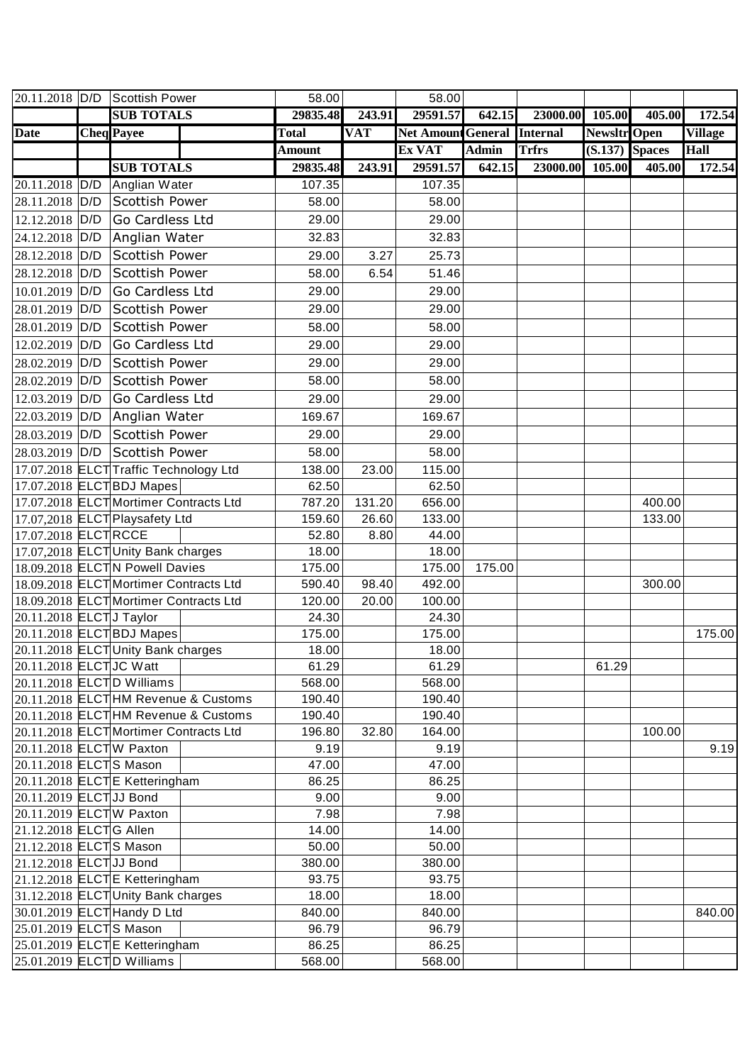| Date | Cheq | Payee | | Total Amount | VAT | Net Amount Ex VAT | General Admin | Internal Trfrs | Newsltr (S.137) | Open Spaces | Village Hall |
|---|---|---|---|---|---|---|---|---|---|---|---|
| 20.11.2018 | D/D | Scottish Power | | 58.00 | | 58.00 | | | | | |
| | | **SUB TOTALS** | | **29835.48** | **243.91** | **29591.57** | **642.15** | **23000.00** | **105.00** | **405.00** | **172.54** |
| | | **SUB TOTALS** | | **29835.48** | **243.91** | **29591.57** | **642.15** | **23000.00** | **105.00** | **405.00** | **172.54** |
| 20.11.2018 | D/D | Anglian Water | | 107.35 | | 107.35 | | | | | |
| 28.11.2018 | D/D | Scottish Power | | 58.00 | | 58.00 | | | | | |
| 12.12.2018 | D/D | Go Cardless Ltd | | 29.00 | | 29.00 | | | | | |
| 24.12.2018 | D/D | Anglian Water | | 32.83 | | 32.83 | | | | | |
| 28.12.2018 | D/D | Scottish Power | | 29.00 | 3.27 | 25.73 | | | | | |
| 28.12.2018 | D/D | Scottish Power | | 58.00 | 6.54 | 51.46 | | | | | |
| 10.01.2019 | D/D | Go Cardless Ltd | | 29.00 | | 29.00 | | | | | |
| 28.01.2019 | D/D | Scottish Power | | 29.00 | | 29.00 | | | | | |
| 28.01.2019 | D/D | Scottish Power | | 58.00 | | 58.00 | | | | | |
| 12.02.2019 | D/D | Go Cardless Ltd | | 29.00 | | 29.00 | | | | | |
| 28.02.2019 | D/D | Scottish Power | | 29.00 | | 29.00 | | | | | |
| 28.02.2019 | D/D | Scottish Power | | 58.00 | | 58.00 | | | | | |
| 12.03.2019 | D/D | Go Cardless Ltd | | 29.00 | | 29.00 | | | | | |
| 22.03.2019 | D/D | Anglian Water | | 169.67 | | 169.67 | | | | | |
| 28.03.2019 | D/D | Scottish Power | | 29.00 | | 29.00 | | | | | |
| 28.03.2019 | D/D | Scottish Power | | 58.00 | | 58.00 | | | | | |
| 17.07.2018 | ELCT | Traffic Technology Ltd | | 138.00 | 23.00 | 115.00 | | | | | |
| 17.07.2018 | ELCT | BDJ Mapes | | 62.50 | | 62.50 | | | | | |
| 17.07.2018 | ELCT | Mortimer Contracts Ltd | | 787.20 | 131.20 | 656.00 | | | | 400.00 | |
| 17.07,2018 | ELCT | Playsafety Ltd | | 159.60 | 26.60 | 133.00 | | | | 133.00 | |
| 17.07.2018 | ELCT | RCCE | | 52.80 | 8.80 | 44.00 | | | | | |
| 17.07,2018 | ELCT | Unity Bank charges | | 18.00 | | 18.00 | | | | | |
| 18.09.2018 | ELCT | N Powell Davies | | 175.00 | | 175.00 | 175.00 | | | | |
| 18.09.2018 | ELCT | Mortimer Contracts Ltd | | 590.40 | 98.40 | 492.00 | | | | 300.00 | |
| 18.09.2018 | ELCT | Mortimer Contracts Ltd | | 120.00 | 20.00 | 100.00 | | | | | |
| 20.11.2018 | ELCT | J Taylor | | 24.30 | | 24.30 | | | | | |
| 20.11.2018 | ELCT | BDJ Mapes | | 175.00 | | 175.00 | | | | | 175.00 |
| 20.11.2018 | ELCT | Unity Bank charges | | 18.00 | | 18.00 | | | | | |
| 20.11.2018 | ELCT | JC Watt | | 61.29 | | 61.29 | | | 61.29 | | |
| 20.11.2018 | ELCT | D Williams | | 568.00 | | 568.00 | | | | | |
| 20.11.2018 | ELCT | HM Revenue & Customs | | 190.40 | | 190.40 | | | | | |
| 20.11.2018 | ELCT | HM Revenue & Customs | | 190.40 | | 190.40 | | | | | |
| 20.11.2018 | ELCT | Mortimer Contracts Ltd | | 196.80 | 32.80 | 164.00 | | | | 100.00 | |
| 20.11.2018 | ELCT | W Paxton | | 9.19 | | 9.19 | | | | | 9.19 |
| 20.11.2018 | ELCT | S Mason | | 47.00 | | 47.00 | | | | | |
| 20.11.2018 | ELCT | E Ketteringham | | 86.25 | | 86.25 | | | | | |
| 20.11.2019 | ELCT | JJ Bond | | 9.00 | | 9.00 | | | | | |
| 20.11.2019 | ELCT | W Paxton | | 7.98 | | 7.98 | | | | | |
| 21.12.2018 | ELCT | G Allen | | 14.00 | | 14.00 | | | | | |
| 21.12.2018 | ELCT | S Mason | | 50.00 | | 50.00 | | | | | |
| 21.12.2018 | ELCT | JJ Bond | | 380.00 | | 380.00 | | | | | |
| 21.12.2018 | ELCT | E Ketteringham | | 93.75 | | 93.75 | | | | | |
| 31.12.2018 | ELCT | Unity Bank charges | | 18.00 | | 18.00 | | | | | |
| 30.01.2019 | ELCT | Handy D Ltd | | 840.00 | | 840.00 | | | | | 840.00 |
| 25.01.2019 | ELCT | S Mason | | 96.79 | | 96.79 | | | | | |
| 25.01.2019 | ELCT | E Ketteringham | | 86.25 | | 86.25 | | | | | |
| 25.01.2019 | ELCT | D Williams | | 568.00 | | 568.00 | | | | | |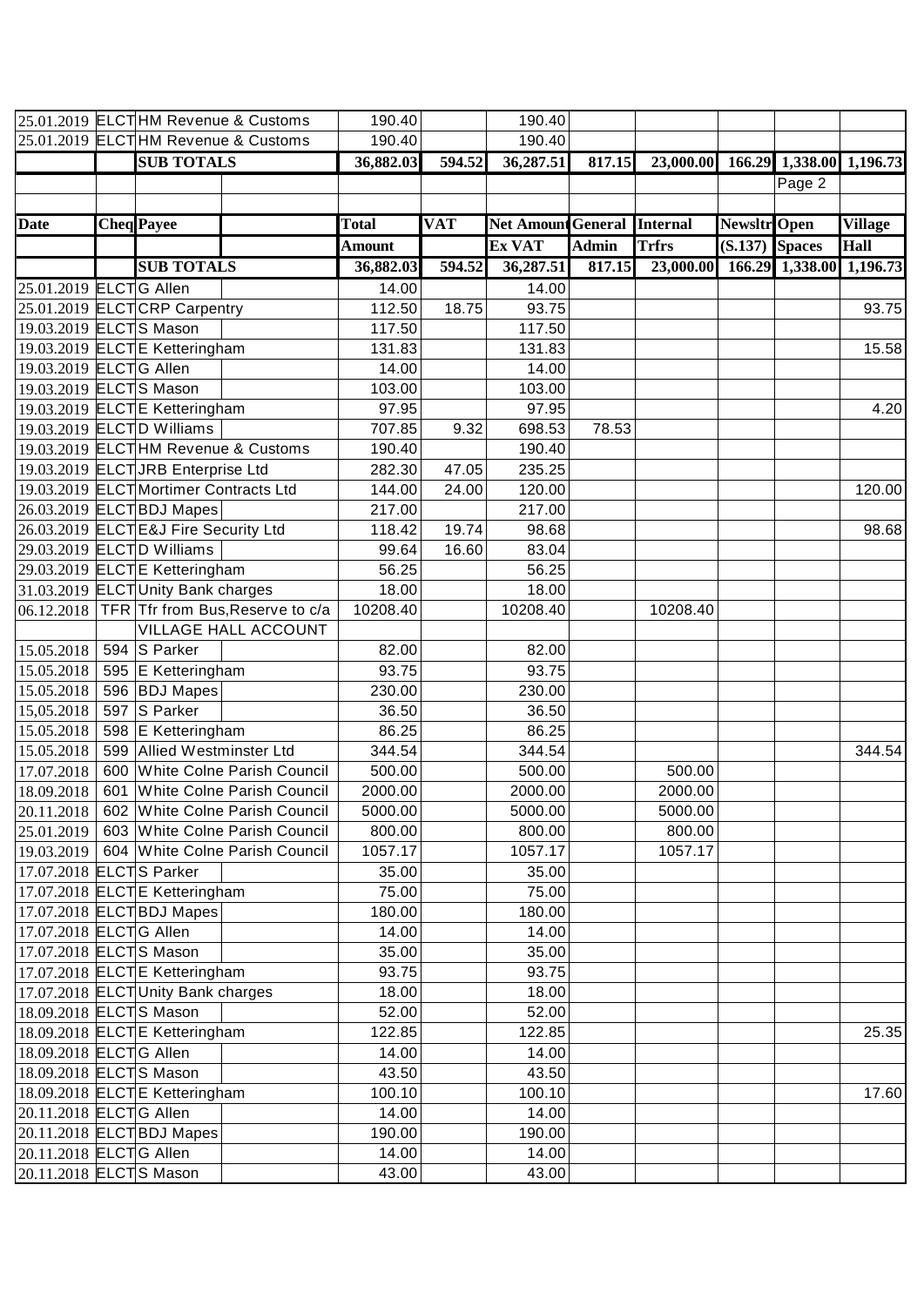| Date | Cheq | Payee | | Total Amount | VAT | Net Amount Ex VAT | General Admin | Internal Trfrs | Newsltr (S.137) | Open Spaces | Village Hall |
|---|---|---|---|---|---|---|---|---|---|---|---|
| 25.01.2019 | ELCT | HM Revenue & Customs | | 190.40 | | 190.40 | | | | | |
| 25.01.2019 | ELCT | HM Revenue & Customs | | 190.40 | | 190.40 | | | | | |
| | | **SUB TOTALS** | | **36,882.03** | **594.52** | **36,287.51** | **817.15** | **23,000.00** | **166.29** | **1,338.00** | **1,196.73** |
| | | | | | | | | | | Page 2 | |
| | | **SUB TOTALS** | | **36,882.03** | **594.52** | **36,287.51** | **817.15** | **23,000.00** | **166.29** | **1,338.00** | **1,196.73** |
| 25.01.2019 | ELCT | G Allen | | 14.00 | | 14.00 | | | | | |
| 25.01.2019 | ELCT | CRP Carpentry | | 112.50 | 18.75 | 93.75 | | | | | 93.75 |
| 19.03.2019 | ELCT | S Mason | | 117.50 | | 117.50 | | | | | |
| 19.03.2019 | ELCT | E Ketteringham | | 131.83 | | 131.83 | | | | | 15.58 |
| 19.03.2019 | ELCT | G Allen | | 14.00 | | 14.00 | | | | | |
| 19.03.2019 | ELCT | S Mason | | 103.00 | | 103.00 | | | | | |
| 19.03.2019 | ELCT | E Ketteringham | | 97.95 | | 97.95 | | | | | 4.20 |
| 19.03.2019 | ELCT | D Williams | | 707.85 | 9.32 | 698.53 | 78.53 | | | | |
| 19.03.2019 | ELCT | HM Revenue & Customs | | 190.40 | | 190.40 | | | | | |
| 19.03.2019 | ELCT | JRB Enterprise Ltd | | 282.30 | 47.05 | 235.25 | | | | | |
| 19.03.2019 | ELCT | Mortimer Contracts Ltd | | 144.00 | 24.00 | 120.00 | | | | | 120.00 |
| 26.03.2019 | ELCT | BDJ Mapes | | 217.00 | | 217.00 | | | | | |
| 26.03.2019 | ELCT | E&J Fire Security Ltd | | 118.42 | 19.74 | 98.68 | | | | | 98.68 |
| 29.03.2019 | ELCT | D Williams | | 99.64 | 16.60 | 83.04 | | | | | |
| 29.03.2019 | ELCT | E Ketteringham | | 56.25 | | 56.25 | | | | | |
| 31.03.2019 | ELCT | Unity Bank charges | | 18.00 | | 18.00 | | | | | |
| 06.12.2018 | TFR | Tfr from Bus,Reserve to c/a | | 10208.40 | | 10208.40 | | 10208.40 | | | |
| | | VILLAGE HALL ACCOUNT | | | | | | | | | |
| 15.05.2018 | 594 | S Parker | | 82.00 | | 82.00 | | | | | |
| 15.05.2018 | 595 | E Ketteringham | | 93.75 | | 93.75 | | | | | |
| 15.05.2018 | 596 | BDJ Mapes | | 230.00 | | 230.00 | | | | | |
| 15,05.2018 | 597 | S Parker | | 36.50 | | 36.50 | | | | | |
| 15.05.2018 | 598 | E Ketteringham | | 86.25 | | 86.25 | | | | | |
| 15.05.2018 | 599 | Allied Westminster Ltd | | 344.54 | | 344.54 | | | | | 344.54 |
| 17.07.2018 | 600 | White Colne Parish Council | | 500.00 | | 500.00 | | 500.00 | | | |
| 18.09.2018 | 601 | White Colne Parish Council | | 2000.00 | | 2000.00 | | 2000.00 | | | |
| 20.11.2018 | 602 | White Colne Parish Council | | 5000.00 | | 5000.00 | | 5000.00 | | | |
| 25.01.2019 | 603 | White Colne Parish Council | | 800.00 | | 800.00 | | 800.00 | | | |
| 19.03.2019 | 604 | White Colne Parish Council | | 1057.17 | | 1057.17 | | 1057.17 | | | |
| 17.07.2018 | ELCT | S Parker | | 35.00 | | 35.00 | | | | | |
| 17.07.2018 | ELCT | E Ketteringham | | 75.00 | | 75.00 | | | | | |
| 17.07.2018 | ELCT | BDJ Mapes | | 180.00 | | 180.00 | | | | | |
| 17.07.2018 | ELCT | G Allen | | 14.00 | | 14.00 | | | | | |
| 17.07.2018 | ELCT | S Mason | | 35.00 | | 35.00 | | | | | |
| 17.07.2018 | ELCT | E Ketteringham | | 93.75 | | 93.75 | | | | | |
| 17.07.2018 | ELCT | Unity Bank charges | | 18.00 | | 18.00 | | | | | |
| 18.09.2018 | ELCT | S Mason | | 52.00 | | 52.00 | | | | | |
| 18.09.2018 | ELCT | E Ketteringham | | 122.85 | | 122.85 | | | | | 25.35 |
| 18.09.2018 | ELCT | G Allen | | 14.00 | | 14.00 | | | | | |
| 18.09.2018 | ELCT | S Mason | | 43.50 | | 43.50 | | | | | |
| 18.09.2018 | ELCT | E Ketteringham | | 100.10 | | 100.10 | | | | | 17.60 |
| 20.11.2018 | ELCT | G Allen | | 14.00 | | 14.00 | | | | | |
| 20.11.2018 | ELCT | BDJ Mapes | | 190.00 | | 190.00 | | | | | |
| 20.11.2018 | ELCT | G Allen | | 14.00 | | 14.00 | | | | | |
| 20.11.2018 | ELCT | S Mason | | 43.00 | | 43.00 | | | | | |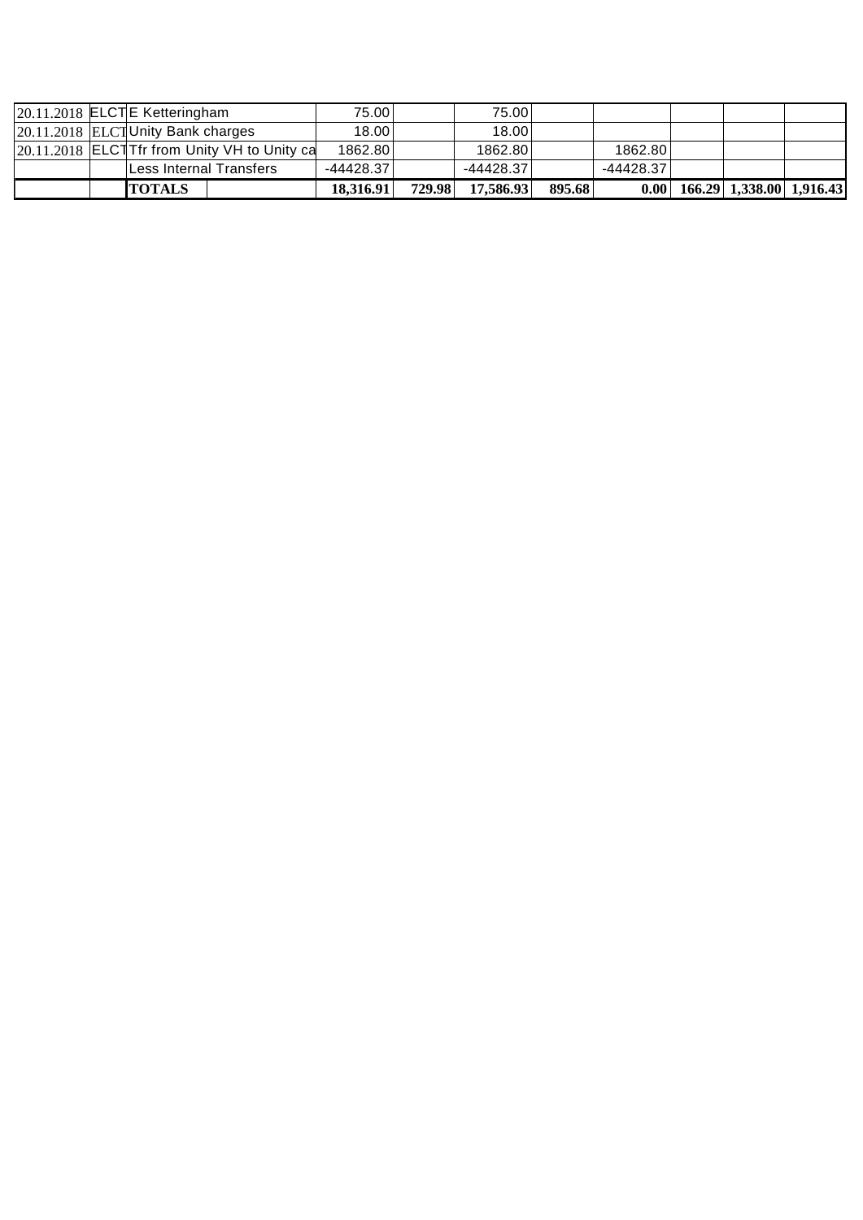| | | | | | | | | | | | |
|---|---|---|---|---|---|---|---|---|---|---|---|
| 20.11.2018 | ELCT | E Ketteringham | | 75.00 | | 75.00 | | | | | |
| 20.11.2018 | ELCT | Unity Bank charges | | 18.00 | | 18.00 | | | | | |
| 20.11.2018 | ELCT | Tfr from Unity VH to Unity ca | | 1862.80 | | 1862.80 | | 1862.80 | | | |
| | | Less Internal Transfers | | -44428.37 | | -44428.37 | | -44428.37 | | | |
| | | **TOTALS** | | **18,316.91** | **729.98** | **17,586.93** | **895.68** | **0.00** | **166.29** | **1,338.00** | **1,916.43** |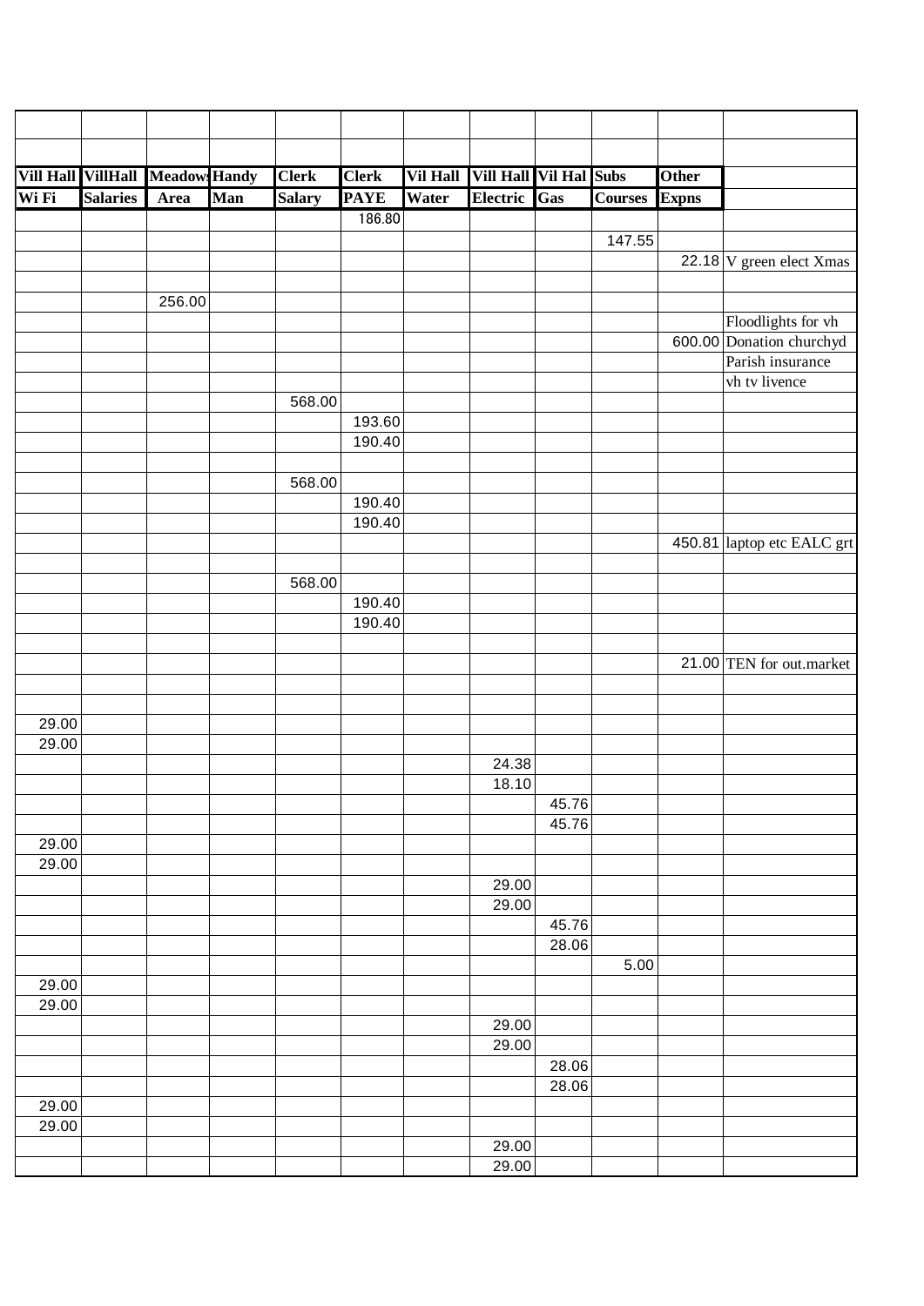| | | | | | | | | | | | |
|---|---|---|---|---|---|---|---|---|---|---|---|
| | | | | | | | | | | | |
| **Vill Hall** | **VillHall** | **Meadow** | **Handy** | **Clerk** | **Clerk** | **Vil Hall** | **Vill Hall** | **Vil Hal** | **Subs** | **Other** | |
| **Wi Fi** | **Salaries** | **Area** | **Man** | **Salary** | **PAYE** | **Water** | **Electric** | **Gas** | **Courses** | **Expns** | |
| | | | | | 186.80 | | | | | | |
| | | | | | | | | | 147.55 | | |
| | | | | | | | | | | 22.18 | V green elect Xmas |
| | | | | | | | | | | | |
| | | 256.00 | | | | | | | | | |
| | | | | | | | | | | | Floodlights for vh |
| | | | | | | | | | | 600.00 | Donation churchyd |
| | | | | | | | | | | | Parish insurance |
| | | | | | | | | | | | vh tv livence |
| | | | | 568.00 | | | | | | | |
| | | | | | 193.60 | | | | | | |
| | | | | | 190.40 | | | | | | |
| | | | | | | | | | | | |
| | | | | 568.00 | | | | | | | |
| | | | | | 190.40 | | | | | | |
| | | | | | 190.40 | | | | | | |
| | | | | | | | | | | 450.81 | laptop etc EALC grt |
| | | | | | | | | | | | |
| | | | | 568.00 | | | | | | | |
| | | | | | 190.40 | | | | | | |
| | | | | | 190.40 | | | | | | |
| | | | | | | | | | | | |
| | | | | | | | | | | 21.00 | TEN for out.market |
| | | | | | | | | | | | |
| | | | | | | | | | | | |
| 29.00 | | | | | | | | | | | |
| 29.00 | | | | | | | | | | | |
| | | | | | | | 24.38 | | | | |
| | | | | | | | 18.10 | | | | |
| | | | | | | | | 45.76 | | | |
| | | | | | | | | 45.76 | | | |
| 29.00 | | | | | | | | | | | |
| 29.00 | | | | | | | | | | | |
| | | | | | | | 29.00 | | | | |
| | | | | | | | 29.00 | | | | |
| | | | | | | | | 45.76 | | | |
| | | | | | | | | 28.06 | | | |
| | | | | | | | | | 5.00 | | |
| 29.00 | | | | | | | | | | | |
| 29.00 | | | | | | | | | | | |
| | | | | | | | 29.00 | | | | |
| | | | | | | | 29.00 | | | | |
| | | | | | | | | 28.06 | | | |
| | | | | | | | | 28.06 | | | |
| 29.00 | | | | | | | | | | | |
| 29.00 | | | | | | | | | | | |
| | | | | | | | 29.00 | | | | |
| | | | | | | | 29.00 | | | | |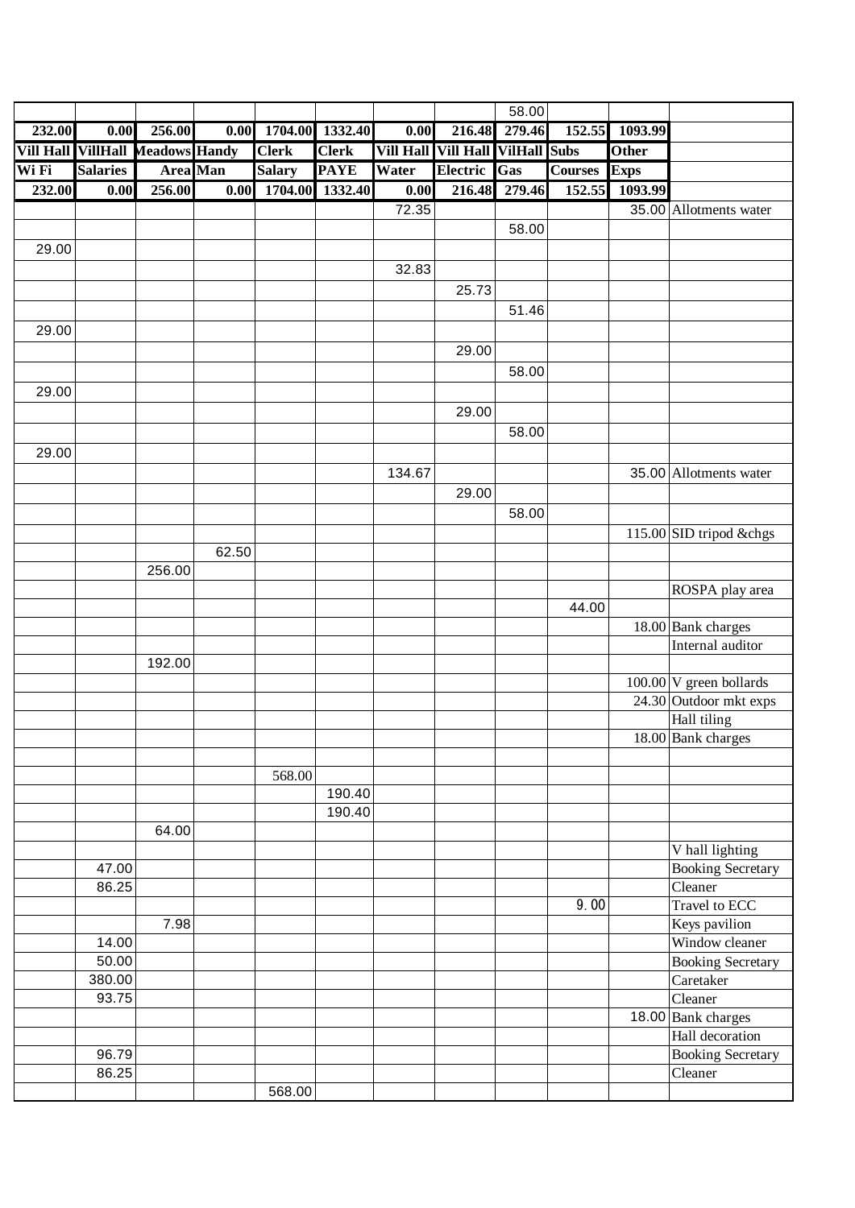| | | | | | | | | | | | |
|---|---|---|---|---|---|---|---|---|---|---|---|
| | | | | | | | | 58.00 | | | |
| **232.00** | **0.00** | **256.00** | **0.00** | **1704.00** | **1332.40** | **0.00** | **216.48** | **279.46** | **152.55** | **1093.99** | |
| **Vill Hall** | **VillHall** | **Meadows** | **Handy** | **Clerk** | **Clerk** | **Vill Hall** | **Vill Hall** | **VilHall** | **Subs** | **Other** | |
| **Wi Fi** | **Salaries** | **Area** | **Man** | **Salary** | **PAYE** | **Water** | **Electric** | **Gas** | **Courses** | **Exps** | |
| **232.00** | **0.00** | **256.00** | **0.00** | **1704.00** | **1332.40** | **0.00** | **216.48** | **279.46** | **152.55** | **1093.99** | |
| | | | | | | 72.35 | | | | 35.00 | Allotments water |
| | | | | | | | | 58.00 | | | |
| 29.00 | | | | | | | | | | | |
| | | | | | | 32.83 | | | | | |
| | | | | | | | 25.73 | | | | |
| | | | | | | | | 51.46 | | | |
| 29.00 | | | | | | | | | | | |
| | | | | | | | 29.00 | | | | |
| | | | | | | | | 58.00 | | | |
| 29.00 | | | | | | | | | | | |
| | | | | | | | 29.00 | | | | |
| | | | | | | | | 58.00 | | | |
| 29.00 | | | | | | | | | | | |
| | | | | | | 134.67 | | | | 35.00 | Allotments water |
| | | | | | | | 29.00 | | | | |
| | | | | | | | | 58.00 | | | |
| | | | | | | | | | | 115.00 | SID tripod &chgs |
| | | | 62.50 | | | | | | | | |
| | | 256.00 | | | | | | | | | |
| | | | | | | | | | | | ROSPA play area |
| | | | | | | | | | 44.00 | | |
| | | | | | | | | | | 18.00 | Bank charges |
| | | | | | | | | | | | Internal auditor |
| | | 192.00 | | | | | | | | | |
| | | | | | | | | | | 100.00 | V green bollards |
| | | | | | | | | | | 24.30 | Outdoor mkt exps |
| | | | | | | | | | | | Hall tiling |
| | | | | | | | | | | 18.00 | Bank charges |
| | | | | | | | | | | | |
| | | | | 568.00 | | | | | | | |
| | | | | | 190.40 | | | | | | |
| | | | | | 190.40 | | | | | | |
| | | 64.00 | | | | | | | | | |
| | | | | | | | | | | | V hall lighting |
| | 47.00 | | | | | | | | | | Booking Secretary |
| | 86.25 | | | | | | | | | | Cleaner |
| | | | | | | | | | 9.00 | | Travel to ECC |
| | | 7.98 | | | | | | | | | Keys pavilion |
| | 14.00 | | | | | | | | | | Window cleaner |
| | 50.00 | | | | | | | | | | Booking Secretary |
| | 380.00 | | | | | | | | | | Caretaker |
| | 93.75 | | | | | | | | | | Cleaner |
| | | | | | | | | | | 18.00 | Bank charges |
| | | | | | | | | | | | Hall decoration |
| | 96.79 | | | | | | | | | | Booking Secretary |
| | 86.25 | | | | | | | | | | Cleaner |
| | | | | 568.00 | | | | | | | |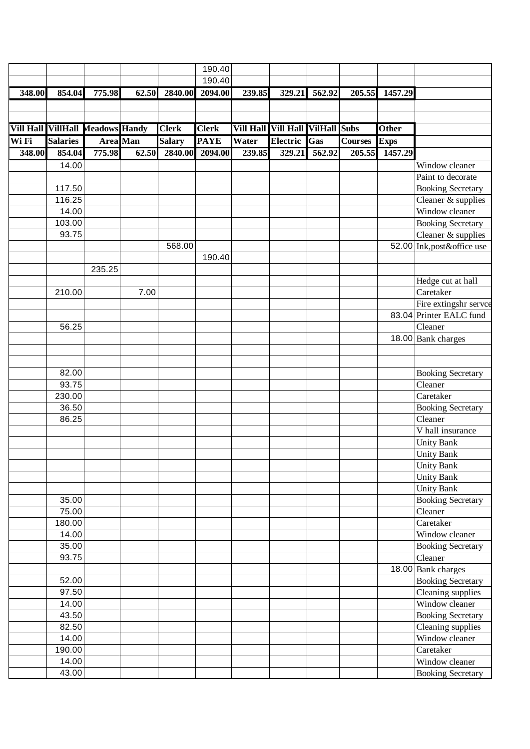| | | | | | | | | | | | |
|---|---|---|---|---|---|---|---|---|---|---|---|
| | | | | | 190.40 | | | | | | |
| | | | | | 190.40 | | | | | | |
| **348.00** | **854.04** | **775.98** | **62.50** | **2840.00** | **2094.00** | **239.85** | **329.21** | **562.92** | **205.55** | **1457.29** | |
| | | | | | | | | | | | |
| | | | | | | | | | | | |
| **Vill Hall** | **VillHall** | **Meadows** | **Handy** | **Clerk** | **Clerk** | **Vill Hall** | **Vill Hall** | **VilHall** | **Subs** | **Other** | |
| **Wi Fi** | **Salaries** | **Area** | **Man** | **Salary** | **PAYE** | **Water** | **Electric** | **Gas** | **Courses** | **Exps** | |
| **348.00** | **854.04** | **775.98** | **62.50** | **2840.00** | **2094.00** | **239.85** | **329.21** | **562.92** | **205.55** | **1457.29** | |
| | 14.00 | | | | | | | | | | Window cleaner |
| | | | | | | | | | | | Paint to decorate |
| | 117.50 | | | | | | | | | | Booking Secretary |
| | 116.25 | | | | | | | | | | Cleaner & supplies |
| | 14.00 | | | | | | | | | | Window cleaner |
| | 103.00 | | | | | | | | | | Booking Secretary |
| | 93.75 | | | | | | | | | | Cleaner & supplies |
| | | | | 568.00 | | | | | | 52.00 | Ink,post&office use |
| | | | | | 190.40 | | | | | | |
| | | 235.25 | | | | | | | | | |
| | | | | | | | | | | | Hedge cut at hall |
| | 210.00 | | 7.00 | | | | | | | | Caretaker |
| | | | | | | | | | | | Fire extingshr servce |
| | | | | | | | | | | 83.04 | Printer EALC fund |
| | 56.25 | | | | | | | | | | Cleaner |
| | | | | | | | | | | 18.00 | Bank charges |
| | | | | | | | | | | | |
| | | | | | | | | | | | |
| | 82.00 | | | | | | | | | | Booking Secretary |
| | 93.75 | | | | | | | | | | Cleaner |
| | 230.00 | | | | | | | | | | Caretaker |
| | 36.50 | | | | | | | | | | Booking Secretary |
| | 86.25 | | | | | | | | | | Cleaner |
| | | | | | | | | | | | V hall insurance |
| | | | | | | | | | | | Unity Bank |
| | | | | | | | | | | | Unity Bank |
| | | | | | | | | | | | Unity Bank |
| | | | | | | | | | | | Unity Bank |
| | | | | | | | | | | | Unity Bank |
| | 35.00 | | | | | | | | | | Booking Secretary |
| | 75.00 | | | | | | | | | | Cleaner |
| | 180.00 | | | | | | | | | | Caretaker |
| | 14.00 | | | | | | | | | | Window cleaner |
| | 35.00 | | | | | | | | | | Booking Secretary |
| | 93.75 | | | | | | | | | | Cleaner |
| | | | | | | | | | | 18.00 | Bank charges |
| | 52.00 | | | | | | | | | | Booking Secretary |
| | 97.50 | | | | | | | | | | Cleaning supplies |
| | 14.00 | | | | | | | | | | Window cleaner |
| | 43.50 | | | | | | | | | | Booking Secretary |
| | 82.50 | | | | | | | | | | Cleaning supplies |
| | 14.00 | | | | | | | | | | Window cleaner |
| | 190.00 | | | | | | | | | | Caretaker |
| | 14.00 | | | | | | | | | | Window cleaner |
| | 43.00 | | | | | | | | | | Booking Secretary |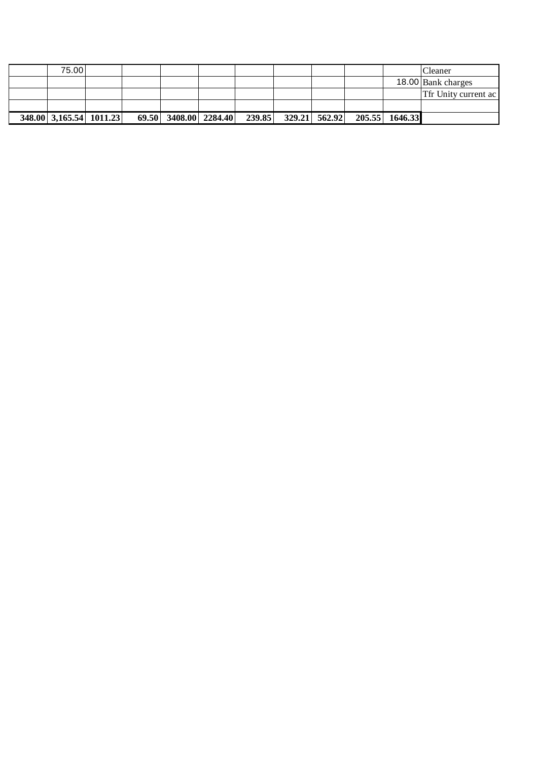| | | | | | | | | | | | |
|---|---|---|---|---|---|---|---|---|---|---|---|
| | 75.00 | | | | | | | | | | Cleaner |
| | | | | | | | | | | 18.00 | Bank charges |
| | | | | | | | | | | | Tfr Unity current ac |
| | | | | | | | | | | | |
| **348.00** | **3,165.54** | **1011.23** | **69.50** | **3408.00** | **2284.40** | **239.85** | **329.21** | **562.92** | **205.55** | **1646.33** | |